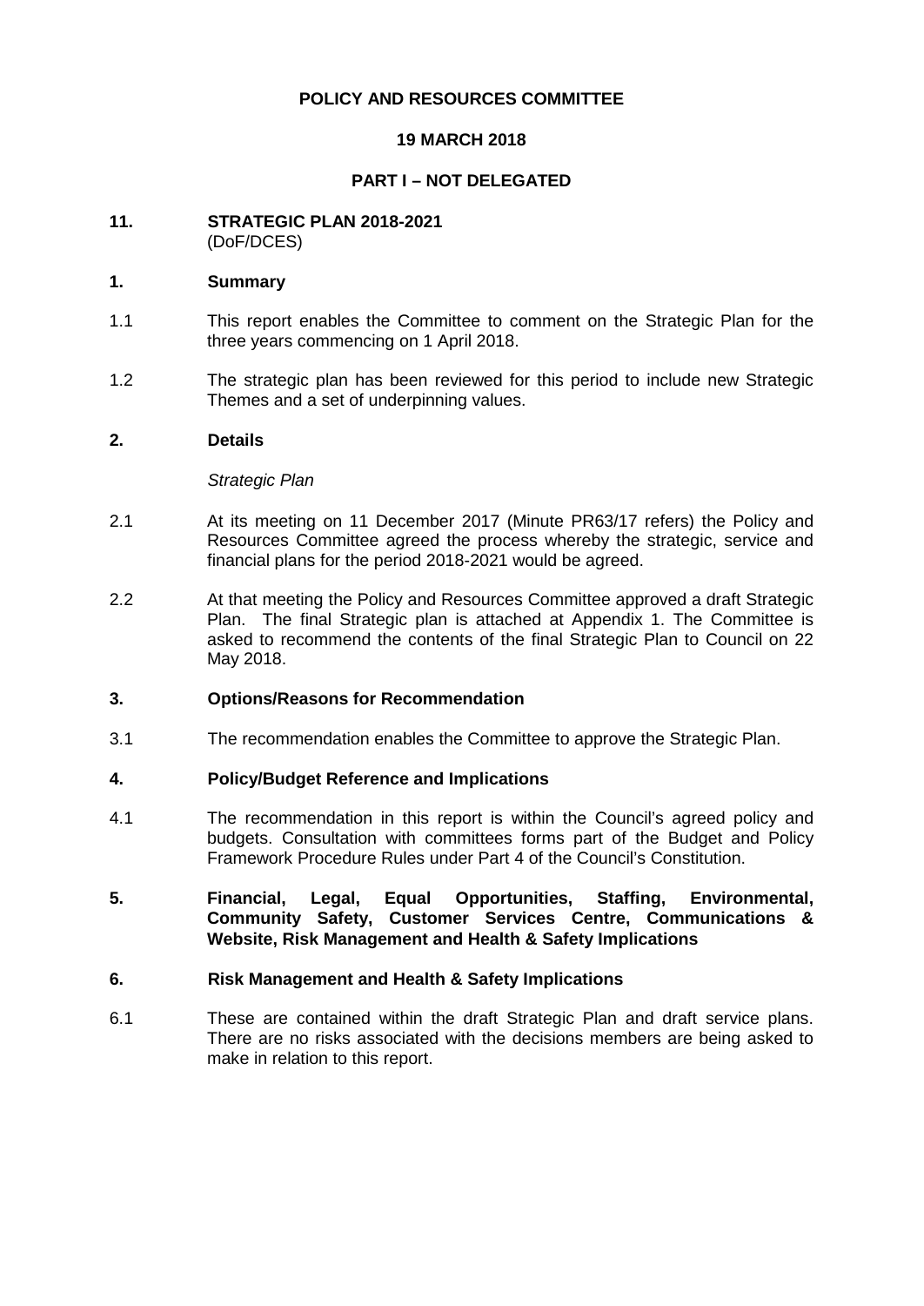**POLICY AND RESOURCES COMMITTEE**

**19 MARCH 2018**

**PART I – NOT DELEGATED**

## 11. STRATEGIC PLAN 2018-2021

(DoF/DCES)

### 1. Summary

1.1 This report enables the Committee to comment on the Strategic Plan for the three years commencing on 1 April 2018.

1.2 The strategic plan has been reviewed for this period to include new Strategic Themes and a set of underpinning values.

### 2. Details

*Strategic Plan*

2.1 At its meeting on 11 December 2017 (Minute PR63/17 refers) the Policy and Resources Committee agreed the process whereby the strategic, service and financial plans for the period 2018-2021 would be agreed.

2.2 At that meeting the Policy and Resources Committee approved a draft Strategic Plan. The final Strategic plan is attached at Appendix 1. The Committee is asked to recommend the contents of the final Strategic Plan to Council on 22 May 2018.

### 3. Options/Reasons for Recommendation

3.1 The recommendation enables the Committee to approve the Strategic Plan.

### 4. Policy/Budget Reference and Implications

4.1 The recommendation in this report is within the Council's agreed policy and budgets. Consultation with committees forms part of the Budget and Policy Framework Procedure Rules under Part 4 of the Council's Constitution.

### 5. Financial, Legal, Equal Opportunities, Staffing, Environmental, Community Safety, Customer Services Centre, Communications & Website, Risk Management and Health & Safety Implications

### 6. Risk Management and Health & Safety Implications

6.1 These are contained within the draft Strategic Plan and draft service plans. There are no risks associated with the decisions members are being asked to make in relation to this report.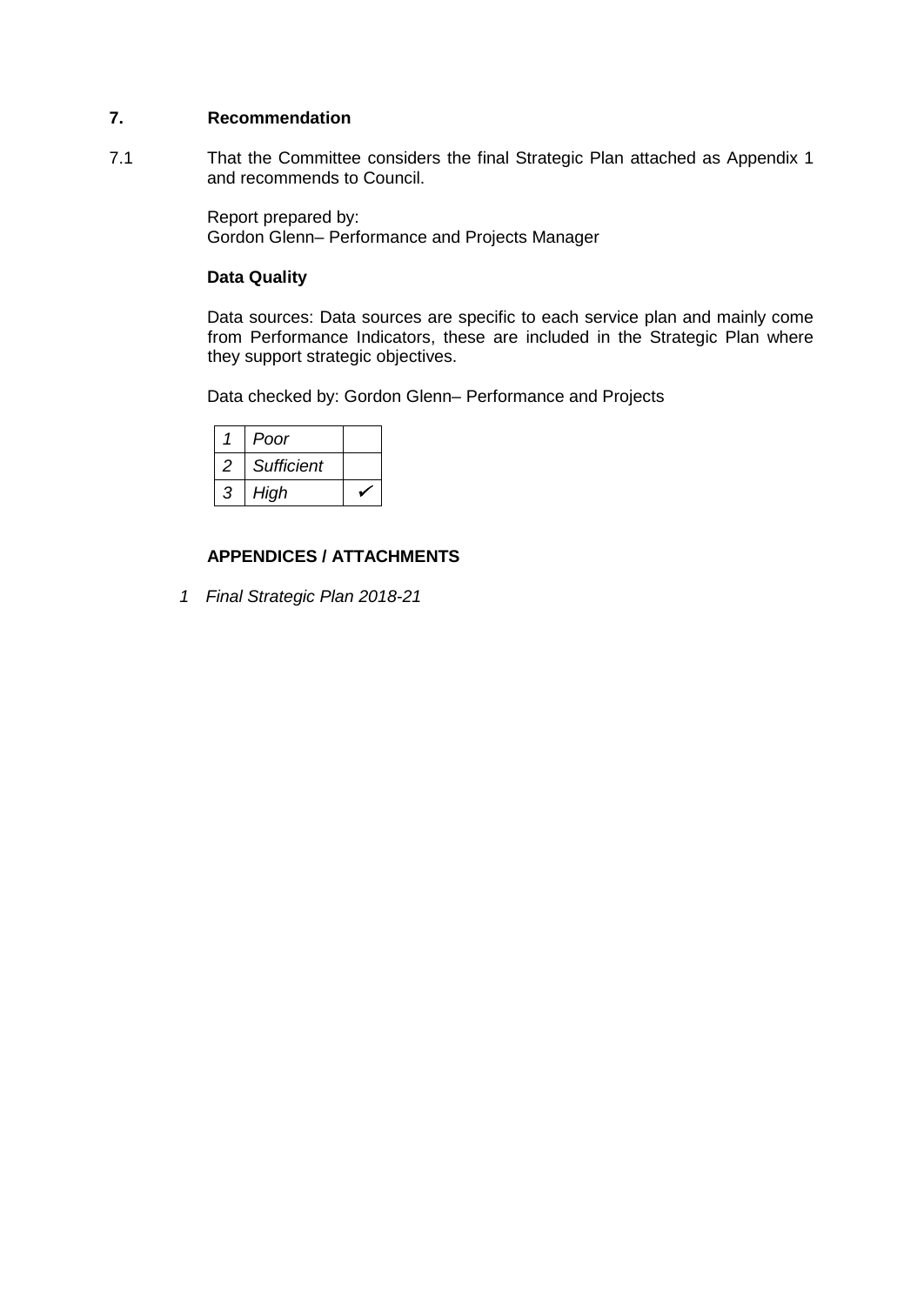## 7. Recommendation

7.1 That the Committee considers the final Strategic Plan attached as Appendix 1 and recommends to Council.

Report prepared by:
Gordon Glenn– Performance and Projects Manager

**Data Quality**

Data sources: Data sources are specific to each service plan and mainly come from Performance Indicators, these are included in the Strategic Plan where they support strategic objectives.

Data checked by: Gordon Glenn– Performance and Projects

| | | |
|---|---|---|
| *1* | *Poor* | |
| *2* | *Sufficient* | |
| *3* | *High* | ✓ |

**APPENDICES / ATTACHMENTS**

*1 Final Strategic Plan 2018-21*